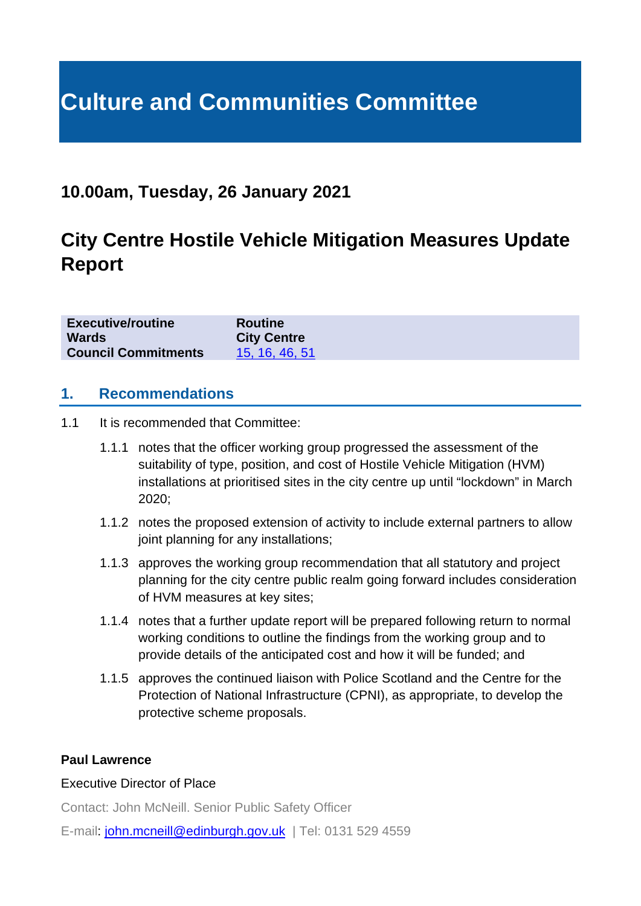# Culture and Communities Committee

## 10.00am, Tuesday, 26 January 2021

## City Centre Hostile Vehicle Mitigation Measures Update Report

| | |
|---|---|
| **Executive/routine** | **Routine** |
| **Wards** | **City Centre** |
| **Council Commitments** | 15, 16, 46, 51 |

## 1. Recommendations

1.1 It is recommended that Committee:

1.1.1 notes that the officer working group progressed the assessment of the suitability of type, position, and cost of Hostile Vehicle Mitigation (HVM) installations at prioritised sites in the city centre up until "lockdown" in March 2020;

1.1.2 notes the proposed extension of activity to include external partners to allow joint planning for any installations;

1.1.3 approves the working group recommendation that all statutory and project planning for the city centre public realm going forward includes consideration of HVM measures at key sites;

1.1.4 notes that a further update report will be prepared following return to normal working conditions to outline the findings from the working group and to provide details of the anticipated cost and how it will be funded; and

1.1.5 approves the continued liaison with Police Scotland and the Centre for the Protection of National Infrastructure (CPNI), as appropriate, to develop the protective scheme proposals.

**Paul Lawrence**

Executive Director of Place

Contact: John McNeill. Senior Public Safety Officer

E-mail: john.mcneill@edinburgh.gov.uk | Tel: 0131 529 4559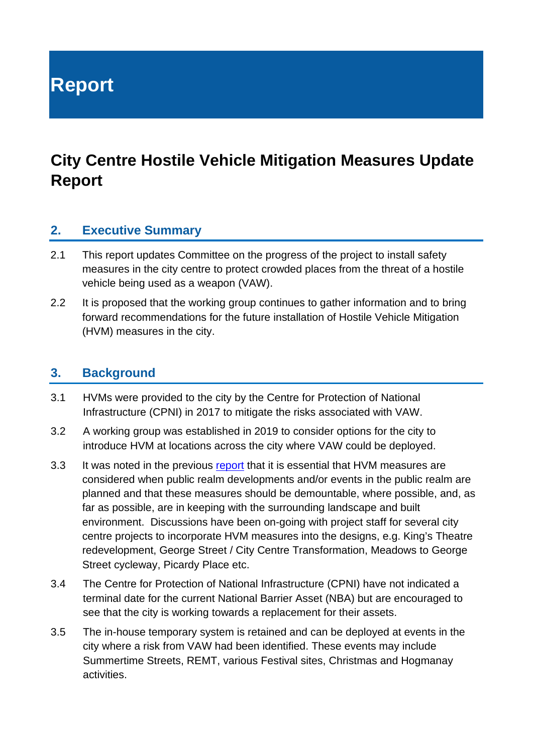# Report

## City Centre Hostile Vehicle Mitigation Measures Update Report

### 2. Executive Summary

2.1 This report updates Committee on the progress of the project to install safety measures in the city centre to protect crowded places from the threat of a hostile vehicle being used as a weapon (VAW).

2.2 It is proposed that the working group continues to gather information and to bring forward recommendations for the future installation of Hostile Vehicle Mitigation (HVM) measures in the city.

### 3. Background

3.1 HVMs were provided to the city by the Centre for Protection of National Infrastructure (CPNI) in 2017 to mitigate the risks associated with VAW.

3.2 A working group was established in 2019 to consider options for the city to introduce HVM at locations across the city where VAW could be deployed.

3.3 It was noted in the previous report that it is essential that HVM measures are considered when public realm developments and/or events in the public realm are planned and that these measures should be demountable, where possible, and, as far as possible, are in keeping with the surrounding landscape and built environment. Discussions have been on-going with project staff for several city centre projects to incorporate HVM measures into the designs, e.g. King's Theatre redevelopment, George Street / City Centre Transformation, Meadows to George Street cycleway, Picardy Place etc.

3.4 The Centre for Protection of National Infrastructure (CPNI) have not indicated a terminal date for the current National Barrier Asset (NBA) but are encouraged to see that the city is working towards a replacement for their assets.

3.5 The in-house temporary system is retained and can be deployed at events in the city where a risk from VAW had been identified. These events may include Summertime Streets, REMT, various Festival sites, Christmas and Hogmanay activities.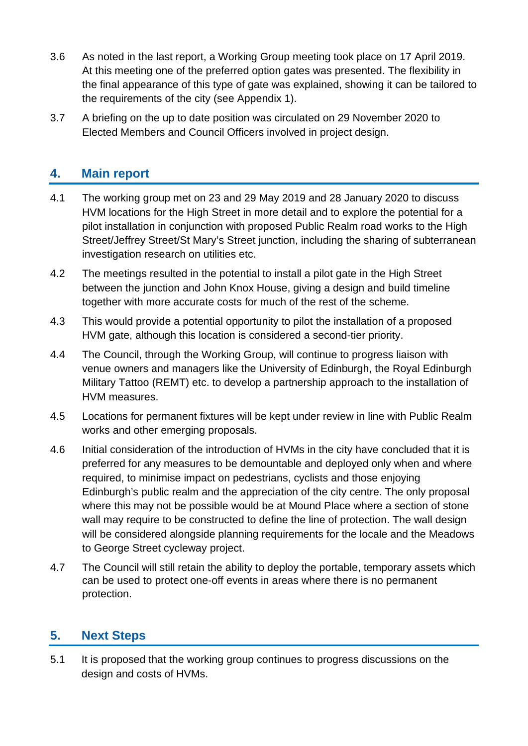3.6 As noted in the last report, a Working Group meeting took place on 17 April 2019. At this meeting one of the preferred option gates was presented. The flexibility in the final appearance of this type of gate was explained, showing it can be tailored to the requirements of the city (see Appendix 1).

3.7 A briefing on the up to date position was circulated on 29 November 2020 to Elected Members and Council Officers involved in project design.

## 4. Main report

4.1 The working group met on 23 and 29 May 2019 and 28 January 2020 to discuss HVM locations for the High Street in more detail and to explore the potential for a pilot installation in conjunction with proposed Public Realm road works to the High Street/Jeffrey Street/St Mary's Street junction, including the sharing of subterranean investigation research on utilities etc.

4.2 The meetings resulted in the potential to install a pilot gate in the High Street between the junction and John Knox House, giving a design and build timeline together with more accurate costs for much of the rest of the scheme.

4.3 This would provide a potential opportunity to pilot the installation of a proposed HVM gate, although this location is considered a second-tier priority.

4.4 The Council, through the Working Group, will continue to progress liaison with venue owners and managers like the University of Edinburgh, the Royal Edinburgh Military Tattoo (REMT) etc. to develop a partnership approach to the installation of HVM measures.

4.5 Locations for permanent fixtures will be kept under review in line with Public Realm works and other emerging proposals.

4.6 Initial consideration of the introduction of HVMs in the city have concluded that it is preferred for any measures to be demountable and deployed only when and where required, to minimise impact on pedestrians, cyclists and those enjoying Edinburgh's public realm and the appreciation of the city centre. The only proposal where this may not be possible would be at Mound Place where a section of stone wall may require to be constructed to define the line of protection. The wall design will be considered alongside planning requirements for the locale and the Meadows to George Street cycleway project.

4.7 The Council will still retain the ability to deploy the portable, temporary assets which can be used to protect one-off events in areas where there is no permanent protection.

## 5. Next Steps

5.1 It is proposed that the working group continues to progress discussions on the design and costs of HVMs.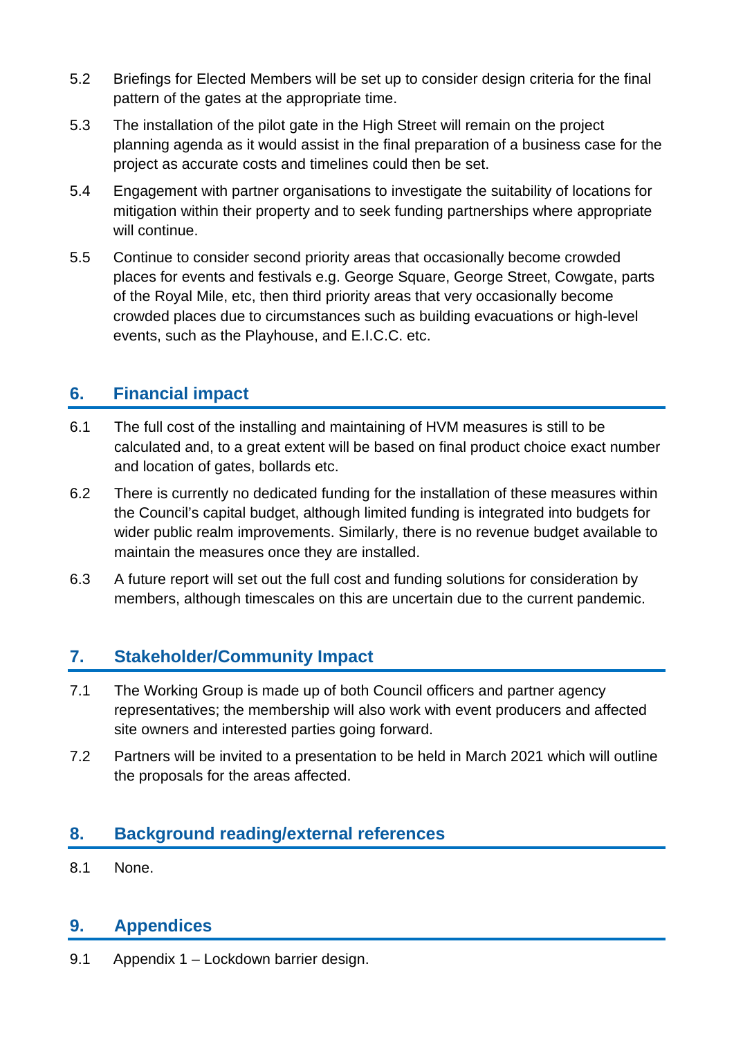5.2 Briefings for Elected Members will be set up to consider design criteria for the final pattern of the gates at the appropriate time.

5.3 The installation of the pilot gate in the High Street will remain on the project planning agenda as it would assist in the final preparation of a business case for the project as accurate costs and timelines could then be set.

5.4 Engagement with partner organisations to investigate the suitability of locations for mitigation within their property and to seek funding partnerships where appropriate will continue.

5.5 Continue to consider second priority areas that occasionally become crowded places for events and festivals e.g. George Square, George Street, Cowgate, parts of the Royal Mile, etc, then third priority areas that very occasionally become crowded places due to circumstances such as building evacuations or high-level events, such as the Playhouse, and E.I.C.C. etc.

## 6. Financial impact

6.1 The full cost of the installing and maintaining of HVM measures is still to be calculated and, to a great extent will be based on final product choice exact number and location of gates, bollards etc.

6.2 There is currently no dedicated funding for the installation of these measures within the Council's capital budget, although limited funding is integrated into budgets for wider public realm improvements. Similarly, there is no revenue budget available to maintain the measures once they are installed.

6.3 A future report will set out the full cost and funding solutions for consideration by members, although timescales on this are uncertain due to the current pandemic.

## 7. Stakeholder/Community Impact

7.1 The Working Group is made up of both Council officers and partner agency representatives; the membership will also work with event producers and affected site owners and interested parties going forward.

7.2 Partners will be invited to a presentation to be held in March 2021 which will outline the proposals for the areas affected.

## 8. Background reading/external references

8.1 None.

## 9. Appendices

9.1 Appendix 1 – Lockdown barrier design.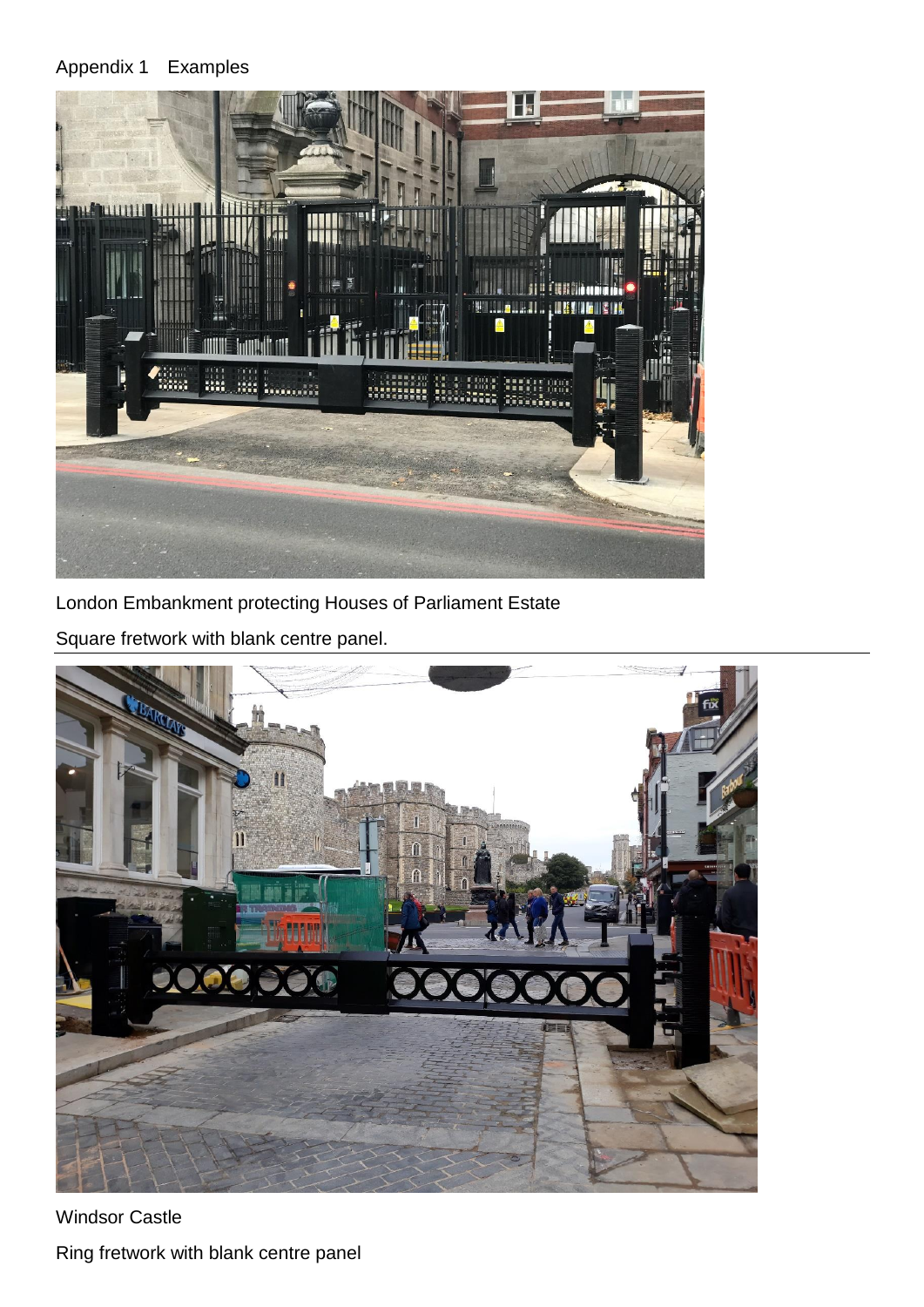Appendix 1 Examples

London Embankment protecting Houses of Parliament Estate

Square fretwork with blank centre panel.

---

Windsor Castle

Ring fretwork with blank centre panel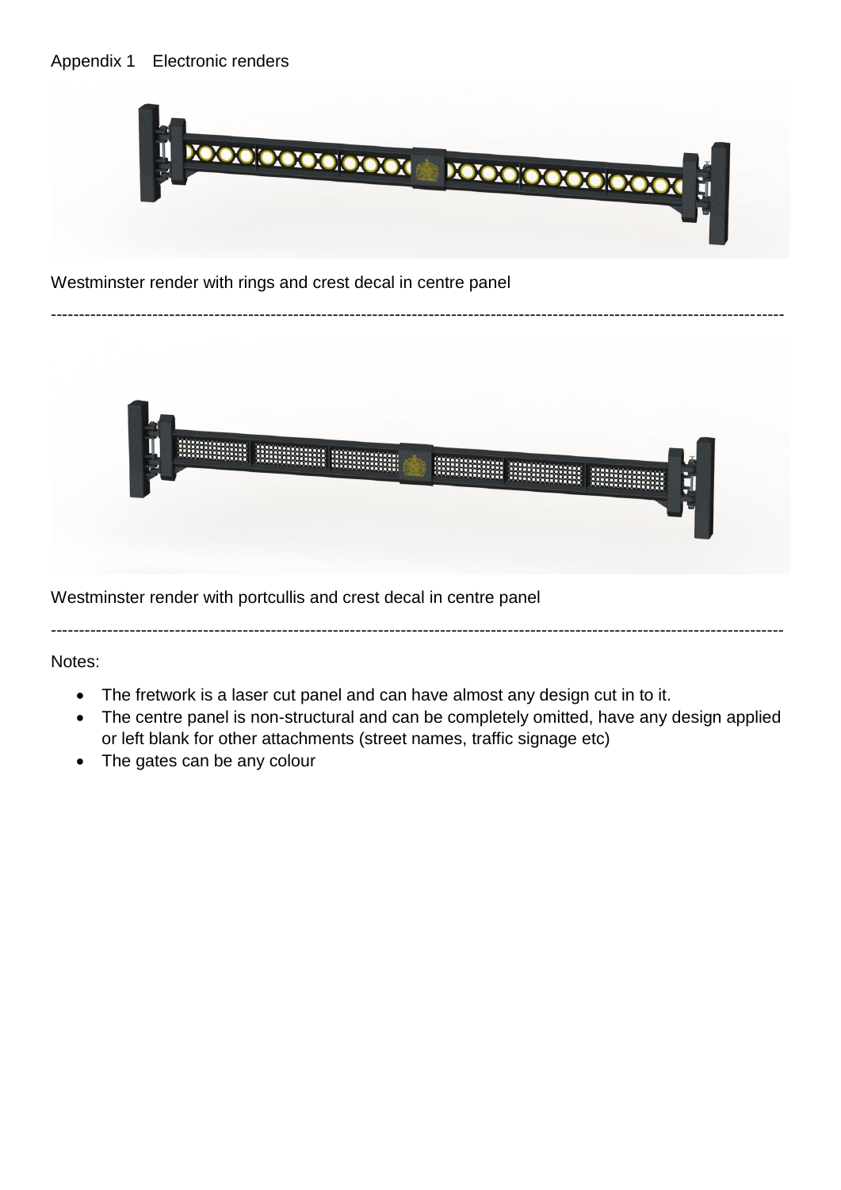Appendix 1 Electronic renders

Westminster render with rings and crest decal in centre panel

---

Westminster render with portcullis and crest decal in centre panel

---

Notes:

- The fretwork is a laser cut panel and can have almost any design cut in to it.
- The centre panel is non-structural and can be completely omitted, have any design applied or left blank for other attachments (street names, traffic signage etc)
- The gates can be any colour